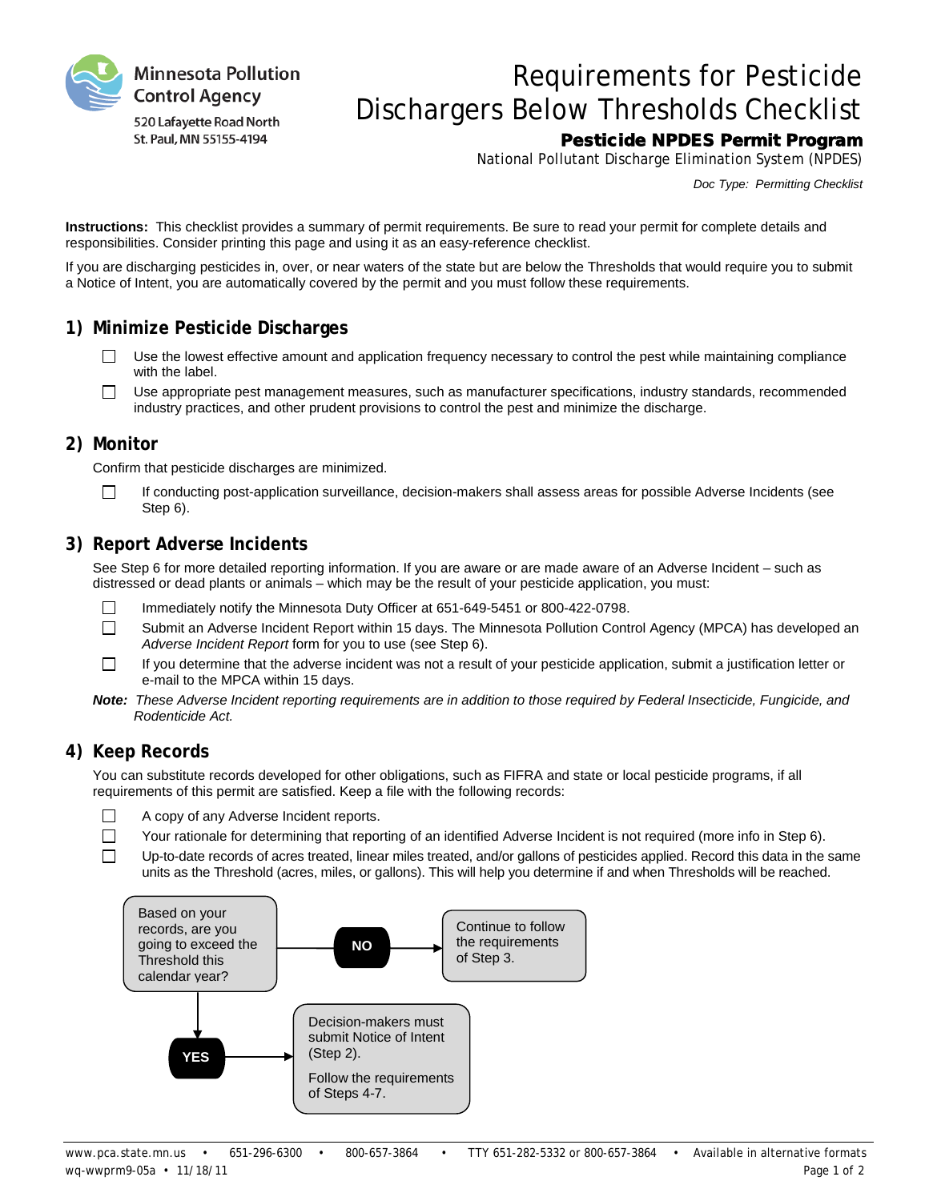Minnesota Pollution Control Agency
520 Lafayette Road North
St. Paul, MN 55155-4194

# Requirements for Pesticide Dischargers Below Thresholds Checklist

**Pesticide NPDES Permit Program**

National Pollutant Discharge Elimination System (NPDES)

*Doc Type: Permitting Checklist*

**Instructions:** This checklist provides a summary of permit requirements. Be sure to read your permit for complete details and responsibilities. Consider printing this page and using it as an easy-reference checklist.

If you are discharging pesticides in, over, or near waters of the state but are below the Thresholds that would require you to submit a Notice of Intent, you are automatically covered by the permit and you must follow these requirements.

## 1) Minimize Pesticide Discharges

- ☐ Use the lowest effective amount and application frequency necessary to control the pest while maintaining compliance with the label.
- ☐ Use appropriate pest management measures, such as manufacturer specifications, industry standards, recommended industry practices, and other prudent provisions to control the pest and minimize the discharge.

## 2) Monitor

Confirm that pesticide discharges are minimized.

- ☐ If conducting post-application surveillance, decision-makers shall assess areas for possible Adverse Incidents (see Step 6).

## 3) Report Adverse Incidents

See Step 6 for more detailed reporting information. If you are aware or are made aware of an Adverse Incident – such as distressed or dead plants or animals – which may be the result of your pesticide application, you must:

- ☐ Immediately notify the Minnesota Duty Officer at 651-649-5451 or 800-422-0798.
- ☐ Submit an Adverse Incident Report within 15 days. The Minnesota Pollution Control Agency (MPCA) has developed an *Adverse Incident Report* form for you to use (see Step 6).
- ☐ If you determine that the adverse incident was not a result of your pesticide application, submit a justification letter or e-mail to the MPCA within 15 days.

***Note:*** *These Adverse Incident reporting requirements are in addition to those required by Federal Insecticide, Fungicide, and Rodenticide Act.*

## 4) Keep Records

You can substitute records developed for other obligations, such as FIFRA and state or local pesticide programs, if all requirements of this permit are satisfied. Keep a file with the following records:

- ☐ A copy of any Adverse Incident reports.
- ☐ Your rationale for determining that reporting of an identified Adverse Incident is not required (more info in Step 6).
- ☐ Up-to-date records of acres treated, linear miles treated, and/or gallons of pesticides applied. Record this data in the same units as the Threshold (acres, miles, or gallons). This will help you determine if and when Thresholds will be reached.

Based on your records, are you going to exceed the Threshold this calendar year?

- **NO** → Continue to follow the requirements of Step 3.
- **YES** → Decision-makers must submit Notice of Intent (Step 2). Follow the requirements of Steps 4-7.

www.pca.state.mn.us • 651-296-6300 • 800-657-3864 • TTY 651-282-5332 or 800-657-3864 • Available in alternative formats

wq-wwprm9-05a • 11/18/11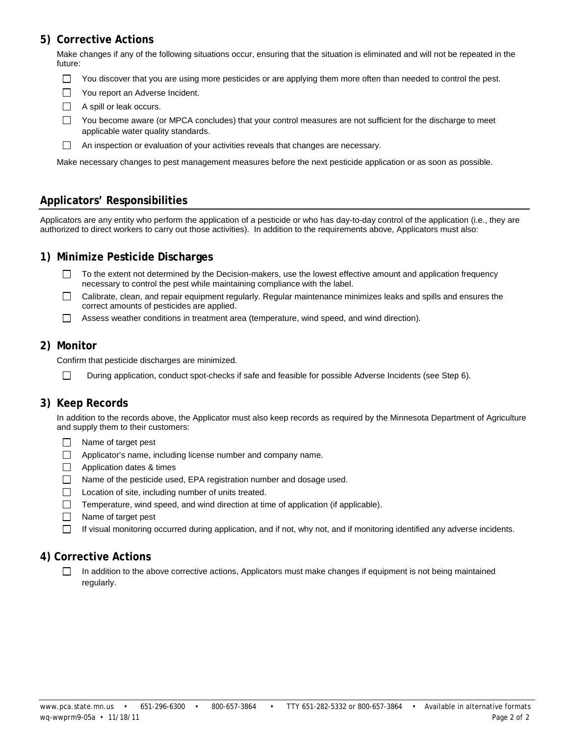### 5) Corrective Actions

Make changes if any of the following situations occur, ensuring that the situation is eliminated and will not be repeated in the future:

- ☐ You discover that you are using more pesticides or are applying them more often than needed to control the pest.
- ☐ You report an Adverse Incident.
- ☐ A spill or leak occurs.
- ☐ You become aware (or MPCA concludes) that your control measures are not sufficient for the discharge to meet applicable water quality standards.
- ☐ An inspection or evaluation of your activities reveals that changes are necessary.

Make necessary changes to pest management measures before the next pesticide application or as soon as possible.

## Applicators' Responsibilities

Applicators are any entity who perform the application of a pesticide or who has day-to-day control of the application (i.e., they are authorized to direct workers to carry out those activities). In addition to the requirements above, Applicators must also:

### 1) Minimize Pesticide Discharges

- ☐ To the extent not determined by the Decision-makers, use the lowest effective amount and application frequency necessary to control the pest while maintaining compliance with the label.
- ☐ Calibrate, clean, and repair equipment regularly. Regular maintenance minimizes leaks and spills and ensures the correct amounts of pesticides are applied.
- ☐ Assess weather conditions in treatment area (temperature, wind speed, and wind direction).

### 2) Monitor

Confirm that pesticide discharges are minimized.

- ☐ During application, conduct spot-checks if safe and feasible for possible Adverse Incidents (see Step 6).

### 3) Keep Records

In addition to the records above, the Applicator must also keep records as required by the Minnesota Department of Agriculture and supply them to their customers:

- ☐ Name of target pest
- ☐ Applicator's name, including license number and company name.
- ☐ Application dates & times
- ☐ Name of the pesticide used, EPA registration number and dosage used.
- ☐ Location of site, including number of units treated.
- ☐ Temperature, wind speed, and wind direction at time of application (if applicable).
- ☐ Name of target pest
- ☐ If visual monitoring occurred during application, and if not, why not, and if monitoring identified any adverse incidents.

### 4) Corrective Actions

- ☐ In addition to the above corrective actions, Applicators must make changes if equipment is not being maintained regularly.